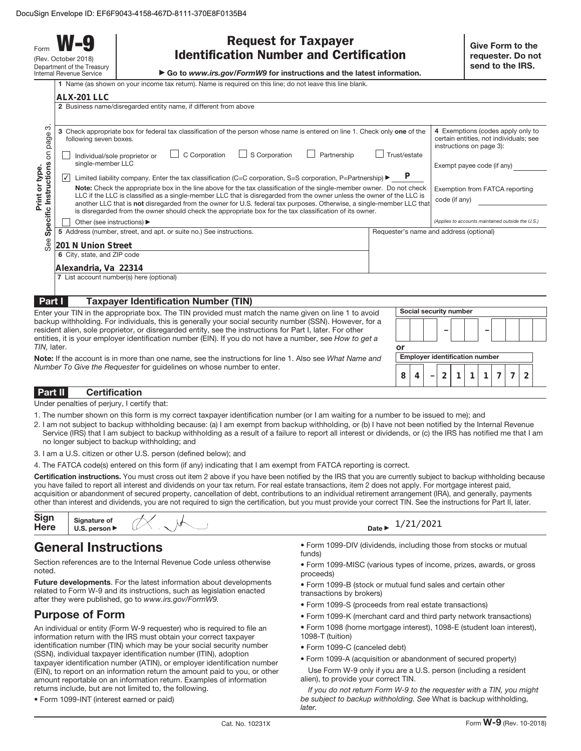DocuSign Envelope ID: EF6F9043-4158-467D-8111-370E8F0135B4

Form **W-9**
(Rev. October 2018)
Department of the Treasury
Internal Revenue Service

# Request for Taxpayer Identification Number and Certification

▶ Go to *www.irs.gov/FormW9* for instructions and the latest information.

**Give Form to the requester. Do not send to the IRS.**

Print or type. See **Specific Instructions** on page 3.

1 Name (as shown on your income tax return). Name is required on this line; do not leave this line blank.

**ALX-201 LLC**

2 Business name/disregarded entity name, if different from above

3 Check appropriate box for federal tax classification of the person whose name is entered on line 1. Check only **one** of the following seven boxes.

☐ Individual/sole proprietor or single-member LLC ☐ C Corporation ☐ S Corporation ☐ Partnership ☐ Trust/estate

☑ Limited liability company. Enter the tax classification (C=C corporation, S=S corporation, P=Partnership) ▶ **P**

**Note:** Check the appropriate box in the line above for the tax classification of the single-member owner. Do not check LLC if the LLC is classified as a single-member LLC that is disregarded from the owner unless the owner of the LLC is another LLC that is **not** disregarded from the owner for U.S. federal tax purposes. Otherwise, a single-member LLC that is disregarded from the owner should check the appropriate box for the tax classification of its owner.

☐ Other (see instructions) ▶

4 Exemptions (codes apply only to certain entities, not individuals; see instructions on page 3):

Exempt payee code (if any)

Exemption from FATCA reporting code (if any)

*(Applies to accounts maintained outside the U.S.)*

5 Address (number, street, and apt. or suite no.) See instructions.

**201 N Union Street**

Requester's name and address (optional)

6 City, state, and ZIP code

**Alexandria, Va 22314**

7 List account number(s) here (optional)

## Part I Taxpayer Identification Number (TIN)

Enter your TIN in the appropriate box. The TIN provided must match the name given on line 1 to avoid backup withholding. For individuals, this is generally your social security number (SSN). However, for a resident alien, sole proprietor, or disregarded entity, see the instructions for Part I, later. For other entities, it is your employer identification number (EIN). If you do not have a number, see *How to get a TIN,* later.

**Note:** If the account is in more than one name, see the instructions for line 1. Also see *What Name and Number To Give the Requester* for guidelines on whose number to enter.

**Social security number**

| | | | – | | | – | | | | |
|---|---|---|---|---|---|---|---|---|---|---|

**or**

**Employer identification number**

| 8 | 4 | – | 2 | 1 | 1 | 1 | 7 | 7 | 2 |
|---|---|---|---|---|---|---|---|---|---|

## Part II Certification

Under penalties of perjury, I certify that:

1. The number shown on this form is my correct taxpayer identification number (or I am waiting for a number to be issued to me); and
2. I am not subject to backup withholding because: (a) I am exempt from backup withholding, or (b) I have not been notified by the Internal Revenue Service (IRS) that I am subject to backup withholding as a result of a failure to report all interest or dividends, or (c) the IRS has notified me that I am no longer subject to backup withholding; and
3. I am a U.S. citizen or other U.S. person (defined below); and
4. The FATCA code(s) entered on this form (if any) indicating that I am exempt from FATCA reporting is correct.

**Certification instructions.** You must cross out item 2 above if you have been notified by the IRS that you are currently subject to backup withholding because you have failed to report all interest and dividends on your tax return. For real estate transactions, item 2 does not apply. For mortgage interest paid, acquisition or abandonment of secured property, cancellation of debt, contributions to an individual retirement arrangement (IRA), and generally, payments other than interest and dividends, you are not required to sign the certification, but you must provide your correct TIN. See the instructions for Part II, later.

**Sign Here** Signature of U.S. person ▶ Date ▶ 1/21/2021

# General Instructions

Section references are to the Internal Revenue Code unless otherwise noted.

**Future developments**. For the latest information about developments related to Form W-9 and its instructions, such as legislation enacted after they were published, go to *www.irs.gov/FormW9.*

## Purpose of Form

An individual or entity (Form W-9 requester) who is required to file an information return with the IRS must obtain your correct taxpayer identification number (TIN) which may be your social security number (SSN), individual taxpayer identification number (ITIN), adoption taxpayer identification number (ATIN), or employer identification number (EIN), to report on an information return the amount paid to you, or other amount reportable on an information return. Examples of information returns include, but are not limited to, the following.

- Form 1099-INT (interest earned or paid)
- Form 1099-DIV (dividends, including those from stocks or mutual funds)
- Form 1099-MISC (various types of income, prizes, awards, or gross proceeds)
- Form 1099-B (stock or mutual fund sales and certain other transactions by brokers)
- Form 1099-S (proceeds from real estate transactions)
- Form 1099-K (merchant card and third party network transactions)
- Form 1098 (home mortgage interest), 1098-E (student loan interest), 1098-T (tuition)
- Form 1099-C (canceled debt)
- Form 1099-A (acquisition or abandonment of secured property)

Use Form W-9 only if you are a U.S. person (including a resident alien), to provide your correct TIN.

*If you do not return Form W-9 to the requester with a TIN, you might be subject to backup withholding. See* What is backup withholding, *later.*

Cat. No. 10231X Form **W-9** (Rev. 10-2018)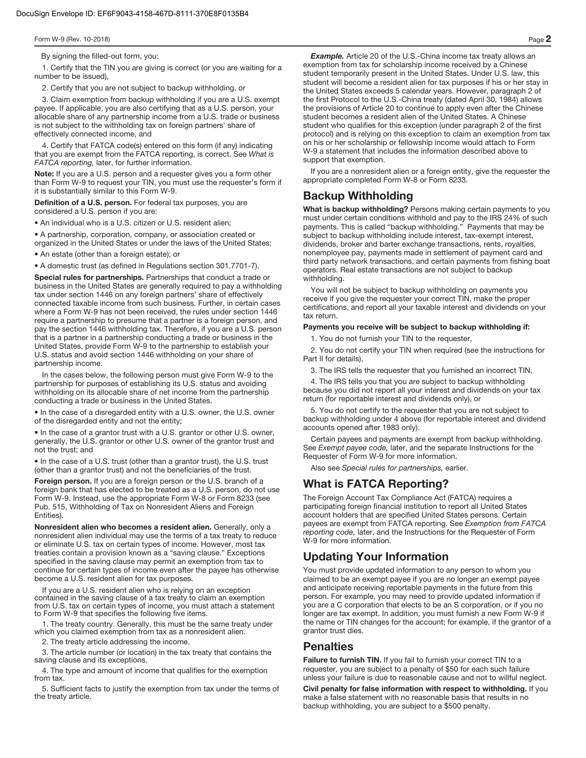By signing the filled-out form, you:

1. Certify that the TIN you are giving is correct (or you are waiting for a number to be issued),

2. Certify that you are not subject to backup withholding, or

3. Claim exemption from backup withholding if you are a U.S. exempt payee. If applicable, you are also certifying that as a U.S. person, your allocable share of any partnership income from a U.S. trade or business is not subject to the withholding tax on foreign partners' share of effectively connected income, and

4. Certify that FATCA code(s) entered on this form (if any) indicating that you are exempt from the FATCA reporting, is correct. See *What is FATCA reporting,* later, for further information.

**Note:** If you are a U.S. person and a requester gives you a form other than Form W-9 to request your TIN, you must use the requester's form if it is substantially similar to this Form W-9.

**Definition of a U.S. person.** For federal tax purposes, you are considered a U.S. person if you are:

- An individual who is a U.S. citizen or U.S. resident alien;
- A partnership, corporation, company, or association created or organized in the United States or under the laws of the United States;
- An estate (other than a foreign estate); or
- A domestic trust (as defined in Regulations section 301.7701-7).

**Special rules for partnerships.** Partnerships that conduct a trade or business in the United States are generally required to pay a withholding tax under section 1446 on any foreign partners' share of effectively connected taxable income from such business. Further, in certain cases where a Form W-9 has not been received, the rules under section 1446 require a partnership to presume that a partner is a foreign person, and pay the section 1446 withholding tax. Therefore, if you are a U.S. person that is a partner in a partnership conducting a trade or business in the United States, provide Form W-9 to the partnership to establish your U.S. status and avoid section 1446 withholding on your share of partnership income.

In the cases below, the following person must give Form W-9 to the partnership for purposes of establishing its U.S. status and avoiding withholding on its allocable share of net income from the partnership conducting a trade or business in the United States.

- In the case of a disregarded entity with a U.S. owner, the U.S. owner of the disregarded entity and not the entity;
- In the case of a grantor trust with a U.S. grantor or other U.S. owner, generally, the U.S. grantor or other U.S. owner of the grantor trust and not the trust; and
- In the case of a U.S. trust (other than a grantor trust), the U.S. trust (other than a grantor trust) and not the beneficiaries of the trust.

**Foreign person.** If you are a foreign person or the U.S. branch of a foreign bank that has elected to be treated as a U.S. person, do not use Form W-9. Instead, use the appropriate Form W-8 or Form 8233 (see Pub. 515, Withholding of Tax on Nonresident Aliens and Foreign Entities).

**Nonresident alien who becomes a resident alien.** Generally, only a nonresident alien individual may use the terms of a tax treaty to reduce or eliminate U.S. tax on certain types of income. However, most tax treaties contain a provision known as a "saving clause." Exceptions specified in the saving clause may permit an exemption from tax to continue for certain types of income even after the payee has otherwise become a U.S. resident alien for tax purposes.

If you are a U.S. resident alien who is relying on an exception contained in the saving clause of a tax treaty to claim an exemption from U.S. tax on certain types of income, you must attach a statement to Form W-9 that specifies the following five items.

1. The treaty country. Generally, this must be the same treaty under which you claimed exemption from tax as a nonresident alien.

2. The treaty article addressing the income.

3. The article number (or location) in the tax treaty that contains the saving clause and its exceptions.

4. The type and amount of income that qualifies for the exemption from tax.

5. Sufficient facts to justify the exemption from tax under the terms of the treaty article.

***Example.*** Article 20 of the U.S.-China income tax treaty allows an exemption from tax for scholarship income received by a Chinese student temporarily present in the United States. Under U.S. law, this student will become a resident alien for tax purposes if his or her stay in the United States exceeds 5 calendar years. However, paragraph 2 of the first Protocol to the U.S.-China treaty (dated April 30, 1984) allows the provisions of Article 20 to continue to apply even after the Chinese student becomes a resident alien of the United States. A Chinese student who qualifies for this exception (under paragraph 2 of the first protocol) and is relying on this exception to claim an exemption from tax on his or her scholarship or fellowship income would attach to Form W-9 a statement that includes the information described above to support that exemption.

If you are a nonresident alien or a foreign entity, give the requester the appropriate completed Form W-8 or Form 8233.

## Backup Withholding

**What is backup withholding?** Persons making certain payments to you must under certain conditions withhold and pay to the IRS 24% of such payments. This is called "backup withholding." Payments that may be subject to backup withholding include interest, tax-exempt interest, dividends, broker and barter exchange transactions, rents, royalties, nonemployee pay, payments made in settlement of payment card and third party network transactions, and certain payments from fishing boat operators. Real estate transactions are not subject to backup withholding.

You will not be subject to backup withholding on payments you receive if you give the requester your correct TIN, make the proper certifications, and report all your taxable interest and dividends on your tax return.

**Payments you receive will be subject to backup withholding if:**

1. You do not furnish your TIN to the requester,

2. You do not certify your TIN when required (see the instructions for Part II for details),

3. The IRS tells the requester that you furnished an incorrect TIN,

4. The IRS tells you that you are subject to backup withholding because you did not report all your interest and dividends on your tax return (for reportable interest and dividends only), or

5. You do not certify to the requester that you are not subject to backup withholding under 4 above (for reportable interest and dividend accounts opened after 1983 only).

Certain payees and payments are exempt from backup withholding. See *Exempt payee code,* later, and the separate Instructions for the Requester of Form W-9 for more information.

Also see *Special rules for partnerships,* earlier.

## What is FATCA Reporting?

The Foreign Account Tax Compliance Act (FATCA) requires a participating foreign financial institution to report all United States account holders that are specified United States persons. Certain payees are exempt from FATCA reporting. See *Exemption from FATCA reporting code,* later, and the Instructions for the Requester of Form W-9 for more information.

## Updating Your Information

You must provide updated information to any person to whom you claimed to be an exempt payee if you are no longer an exempt payee and anticipate receiving reportable payments in the future from this person. For example, you may need to provide updated information if you are a C corporation that elects to be an S corporation, or if you no longer are tax exempt. In addition, you must furnish a new Form W-9 if the name or TIN changes for the account; for example, if the grantor of a grantor trust dies.

## Penalties

**Failure to furnish TIN.** If you fail to furnish your correct TIN to a requester, you are subject to a penalty of $50 for each such failure unless your failure is due to reasonable cause and not to willful neglect.

**Civil penalty for false information with respect to withholding.** If you make a false statement with no reasonable basis that results in no backup withholding, you are subject to a $500 penalty.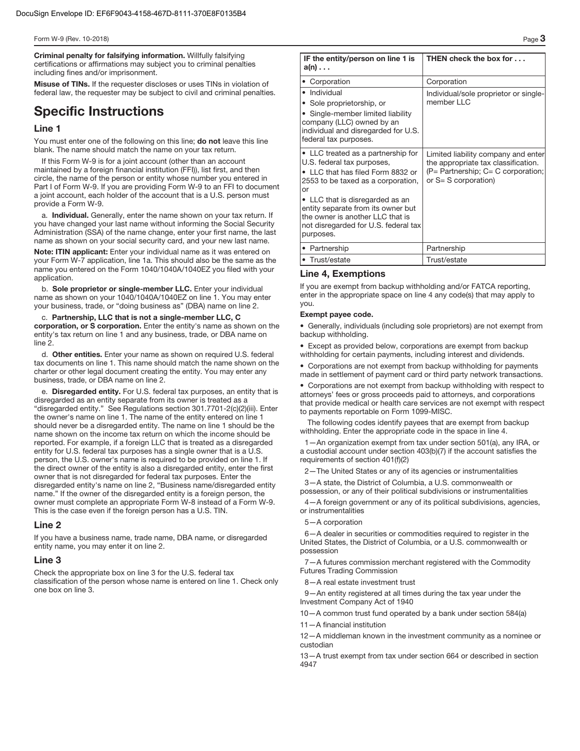**Criminal penalty for falsifying information.** Willfully falsifying certifications or affirmations may subject you to criminal penalties including fines and/or imprisonment.

**Misuse of TINs.** If the requester discloses or uses TINs in violation of federal law, the requester may be subject to civil and criminal penalties.

# Specific Instructions

## Line 1

You must enter one of the following on this line; **do not** leave this line blank. The name should match the name on your tax return.

If this Form W-9 is for a joint account (other than an account maintained by a foreign financial institution (FFI)), list first, and then circle, the name of the person or entity whose number you entered in Part I of Form W-9. If you are providing Form W-9 to an FFI to document a joint account, each holder of the account that is a U.S. person must provide a Form W-9.

a. **Individual.** Generally, enter the name shown on your tax return. If you have changed your last name without informing the Social Security Administration (SSA) of the name change, enter your first name, the last name as shown on your social security card, and your new last name.

**Note: ITIN applicant:** Enter your individual name as it was entered on your Form W-7 application, line 1a. This should also be the same as the name you entered on the Form 1040/1040A/1040EZ you filed with your application.

b. **Sole proprietor or single-member LLC.** Enter your individual name as shown on your 1040/1040A/1040EZ on line 1. You may enter your business, trade, or "doing business as" (DBA) name on line 2.

c. **Partnership, LLC that is not a single-member LLC, C corporation, or S corporation.** Enter the entity's name as shown on the entity's tax return on line 1 and any business, trade, or DBA name on line 2.

d. **Other entities.** Enter your name as shown on required U.S. federal tax documents on line 1. This name should match the name shown on the charter or other legal document creating the entity. You may enter any business, trade, or DBA name on line 2.

e. **Disregarded entity.** For U.S. federal tax purposes, an entity that is disregarded as an entity separate from its owner is treated as a "disregarded entity." See Regulations section 301.7701-2(c)(2)(iii). Enter the owner's name on line 1. The name of the entity entered on line 1 should never be a disregarded entity. The name on line 1 should be the name shown on the income tax return on which the income should be reported. For example, if a foreign LLC that is treated as a disregarded entity for U.S. federal tax purposes has a single owner that is a U.S. person, the U.S. owner's name is required to be provided on line 1. If the direct owner of the entity is also a disregarded entity, enter the first owner that is not disregarded for federal tax purposes. Enter the disregarded entity's name on line 2, "Business name/disregarded entity name." If the owner of the disregarded entity is a foreign person, the owner must complete an appropriate Form W-8 instead of a Form W-9. This is the case even if the foreign person has a U.S. TIN.

## Line 2

If you have a business name, trade name, DBA name, or disregarded entity name, you may enter it on line 2.

## Line 3

Check the appropriate box on line 3 for the U.S. federal tax classification of the person whose name is entered on line 1. Check only one box on line 3.

| IF the entity/person on line 1 is a(n) . . . | THEN check the box for . . . |
|---|---|
| • Corporation | Corporation |
| • Individual<br>• Sole proprietorship, or<br>• Single-member limited liability company (LLC) owned by an individual and disregarded for U.S. federal tax purposes. | Individual/sole proprietor or single-member LLC |
| • LLC treated as a partnership for U.S. federal tax purposes,<br>• LLC that has filed Form 8832 or 2553 to be taxed as a corporation, or<br>• LLC that is disregarded as an entity separate from its owner but the owner is another LLC that is not disregarded for U.S. federal tax purposes. | Limited liability company and enter the appropriate tax classification. (P= Partnership; C= C corporation; or S= S corporation) |
| • Partnership | Partnership |
| • Trust/estate | Trust/estate |

## Line 4, Exemptions

If you are exempt from backup withholding and/or FATCA reporting, enter in the appropriate space on line 4 any code(s) that may apply to you.

**Exempt payee code.**

- Generally, individuals (including sole proprietors) are not exempt from backup withholding.
- Except as provided below, corporations are exempt from backup withholding for certain payments, including interest and dividends.
- Corporations are not exempt from backup withholding for payments made in settlement of payment card or third party network transactions.
- Corporations are not exempt from backup withholding with respect to attorneys' fees or gross proceeds paid to attorneys, and corporations that provide medical or health care services are not exempt with respect to payments reportable on Form 1099-MISC.

The following codes identify payees that are exempt from backup withholding. Enter the appropriate code in the space in line 4.

1—An organization exempt from tax under section 501(a), any IRA, or a custodial account under section 403(b)(7) if the account satisfies the requirements of section 401(f)(2)

2—The United States or any of its agencies or instrumentalities

3—A state, the District of Columbia, a U.S. commonwealth or possession, or any of their political subdivisions or instrumentalities

4—A foreign government or any of its political subdivisions, agencies, or instrumentalities

5—A corporation

6—A dealer in securities or commodities required to register in the United States, the District of Columbia, or a U.S. commonwealth or possession

7—A futures commission merchant registered with the Commodity Futures Trading Commission

8—A real estate investment trust

9—An entity registered at all times during the tax year under the Investment Company Act of 1940

10—A common trust fund operated by a bank under section 584(a)

11—A financial institution

12—A middleman known in the investment community as a nominee or custodian

13—A trust exempt from tax under section 664 or described in section 4947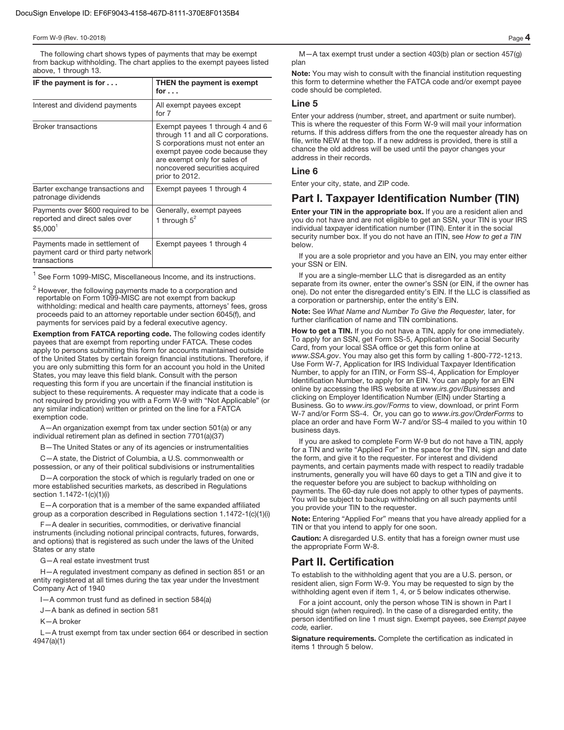The following chart shows types of payments that may be exempt from backup withholding. The chart applies to the exempt payees listed above, 1 through 13.

| IF the payment is for . . . | THEN the payment is exempt for . . . |
| --- | --- |
| Interest and dividend payments | All exempt payees except for 7 |
| Broker transactions | Exempt payees 1 through 4 and 6 through 11 and all C corporations. S corporations must not enter an exempt payee code because they are exempt only for sales of noncovered securities acquired prior to 2012. |
| Barter exchange transactions and patronage dividends | Exempt payees 1 through 4 |
| Payments over $600 required to be reported and direct sales over $5,000[1] | Generally, exempt payees 1 through 5[2] |
| Payments made in settlement of payment card or third party network transactions | Exempt payees 1 through 4 |

[1] See Form 1099-MISC, Miscellaneous Income, and its instructions.

[2] However, the following payments made to a corporation and reportable on Form 1099-MISC are not exempt from backup withholding: medical and health care payments, attorneys' fees, gross proceeds paid to an attorney reportable under section 6045(f), and payments for services paid by a federal executive agency.

**Exemption from FATCA reporting code.** The following codes identify payees that are exempt from reporting under FATCA. These codes apply to persons submitting this form for accounts maintained outside of the United States by certain foreign financial institutions. Therefore, if you are only submitting this form for an account you hold in the United States, you may leave this field blank. Consult with the person requesting this form if you are uncertain if the financial institution is subject to these requirements. A requester may indicate that a code is not required by providing you with a Form W-9 with "Not Applicable" (or any similar indication) written or printed on the line for a FATCA exemption code.

A—An organization exempt from tax under section 501(a) or any individual retirement plan as defined in section 7701(a)(37)

B—The United States or any of its agencies or instrumentalities

C—A state, the District of Columbia, a U.S. commonwealth or possession, or any of their political subdivisions or instrumentalities

D—A corporation the stock of which is regularly traded on one or more established securities markets, as described in Regulations section 1.1472-1(c)(1)(i)

E—A corporation that is a member of the same expanded affiliated group as a corporation described in Regulations section 1.1472-1(c)(1)(i)

F—A dealer in securities, commodities, or derivative financial instruments (including notional principal contracts, futures, forwards, and options) that is registered as such under the laws of the United States or any state

G—A real estate investment trust

H—A regulated investment company as defined in section 851 or an entity registered at all times during the tax year under the Investment Company Act of 1940

I—A common trust fund as defined in section 584(a)

J—A bank as defined in section 581

K—A broker

L—A trust exempt from tax under section 664 or described in section 4947(a)(1)

M—A tax exempt trust under a section 403(b) plan or section 457(g) plan

**Note:** You may wish to consult with the financial institution requesting this form to determine whether the FATCA code and/or exempt payee code should be completed.

### Line 5

Enter your address (number, street, and apartment or suite number). This is where the requester of this Form W-9 will mail your information returns. If this address differs from the one the requester already has on file, write NEW at the top. If a new address is provided, there is still a chance the old address will be used until the payor changes your address in their records.

### Line 6

Enter your city, state, and ZIP code.

## Part I. Taxpayer Identification Number (TIN)

**Enter your TIN in the appropriate box.** If you are a resident alien and you do not have and are not eligible to get an SSN, your TIN is your IRS individual taxpayer identification number (ITIN). Enter it in the social security number box. If you do not have an ITIN, see *How to get a TIN* below.

If you are a sole proprietor and you have an EIN, you may enter either your SSN or EIN.

If you are a single-member LLC that is disregarded as an entity separate from its owner, enter the owner's SSN (or EIN, if the owner has one). Do not enter the disregarded entity's EIN. If the LLC is classified as a corporation or partnership, enter the entity's EIN.

**Note:** See *What Name and Number To Give the Requester,* later, for further clarification of name and TIN combinations.

**How to get a TIN.** If you do not have a TIN, apply for one immediately. To apply for an SSN, get Form SS-5, Application for a Social Security Card, from your local SSA office or get this form online at *www.SSA.gov*. You may also get this form by calling 1-800-772-1213. Use Form W-7, Application for IRS Individual Taxpayer Identification Number, to apply for an ITIN, or Form SS-4, Application for Employer Identification Number, to apply for an EIN. You can apply for an EIN online by accessing the IRS website at *www.irs.gov/Businesses* and clicking on Employer Identification Number (EIN) under Starting a Business. Go to *www.irs.gov/Forms* to view, download, or print Form W-7 and/or Form SS-4. Or, you can go to *www.irs.gov/OrderForms* to place an order and have Form W-7 and/or SS-4 mailed to you within 10 business days.

If you are asked to complete Form W-9 but do not have a TIN, apply for a TIN and write "Applied For" in the space for the TIN, sign and date the form, and give it to the requester. For interest and dividend payments, and certain payments made with respect to readily tradable instruments, generally you will have 60 days to get a TIN and give it to the requester before you are subject to backup withholding on payments. The 60-day rule does not apply to other types of payments. You will be subject to backup withholding on all such payments until you provide your TIN to the requester.

**Note:** Entering "Applied For" means that you have already applied for a TIN or that you intend to apply for one soon.

**Caution:** A disregarded U.S. entity that has a foreign owner must use the appropriate Form W-8.

## Part II. Certification

To establish to the withholding agent that you are a U.S. person, or resident alien, sign Form W-9. You may be requested to sign by the withholding agent even if item 1, 4, or 5 below indicates otherwise.

For a joint account, only the person whose TIN is shown in Part I should sign (when required). In the case of a disregarded entity, the person identified on line 1 must sign. Exempt payees, see *Exempt payee code,* earlier.

**Signature requirements.** Complete the certification as indicated in items 1 through 5 below.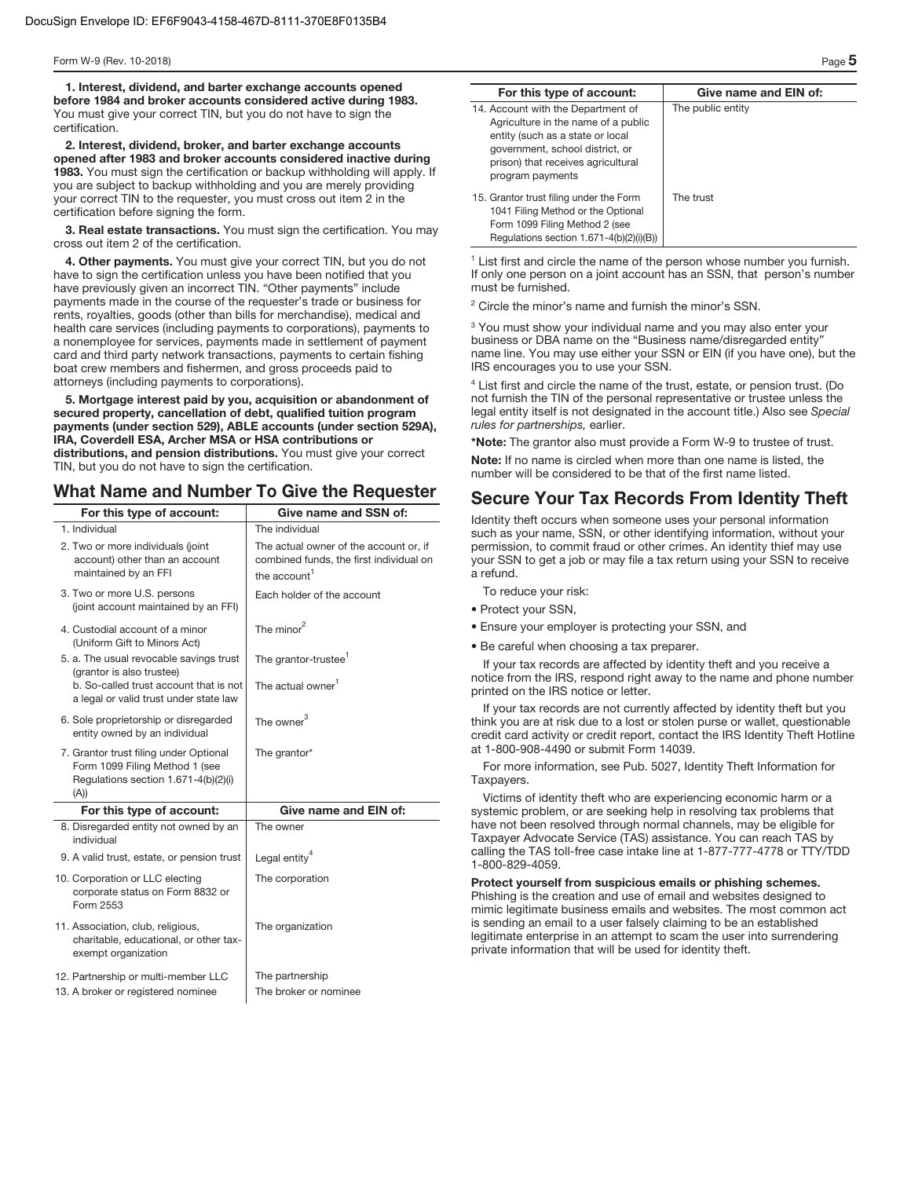**1. Interest, dividend, and barter exchange accounts opened before 1984 and broker accounts considered active during 1983.** You must give your correct TIN, but you do not have to sign the certification.

**2. Interest, dividend, broker, and barter exchange accounts opened after 1983 and broker accounts considered inactive during 1983.** You must sign the certification or backup withholding will apply. If you are subject to backup withholding and you are merely providing your correct TIN to the requester, you must cross out item 2 in the certification before signing the form.

**3. Real estate transactions.** You must sign the certification. You may cross out item 2 of the certification.

**4. Other payments.** You must give your correct TIN, but you do not have to sign the certification unless you have been notified that you have previously given an incorrect TIN. "Other payments" include payments made in the course of the requester's trade or business for rents, royalties, goods (other than bills for merchandise), medical and health care services (including payments to corporations), payments to a nonemployee for services, payments made in settlement of payment card and third party network transactions, payments to certain fishing boat crew members and fishermen, and gross proceeds paid to attorneys (including payments to corporations).

**5. Mortgage interest paid by you, acquisition or abandonment of secured property, cancellation of debt, qualified tuition program payments (under section 529), ABLE accounts (under section 529A), IRA, Coverdell ESA, Archer MSA or HSA contributions or distributions, and pension distributions.** You must give your correct TIN, but you do not have to sign the certification.

## What Name and Number To Give the Requester

| For this type of account: | Give name and SSN of: |
|---|---|
| 1. Individual | The individual |
| 2. Two or more individuals (joint account) other than an account maintained by an FFI | The actual owner of the account or, if combined funds, the first individual on the account[1] |
| 3. Two or more U.S. persons (joint account maintained by an FFI) | Each holder of the account |
| 4. Custodial account of a minor (Uniform Gift to Minors Act) | The minor[2] |
| 5. a. The usual revocable savings trust (grantor is also trustee) | The grantor-trustee[1] |
| b. So-called trust account that is not a legal or valid trust under state law | The actual owner[1] |
| 6. Sole proprietorship or disregarded entity owned by an individual | The owner[3] |
| 7. Grantor trust filing under Optional Form 1099 Filing Method 1 (see Regulations section 1.671-4(b)(2)(i)(A)) | The grantor* |
| **For this type of account:** | **Give name and EIN of:** |
| 8. Disregarded entity not owned by an individual | The owner |
| 9. A valid trust, estate, or pension trust | Legal entity[4] |
| 10. Corporation or LLC electing corporate status on Form 8832 or Form 2553 | The corporation |
| 11. Association, club, religious, charitable, educational, or other tax-exempt organization | The organization |
| 12. Partnership or multi-member LLC | The partnership |
| 13. A broker or registered nominee | The broker or nominee |
| 14. Account with the Department of Agriculture in the name of a public entity (such as a state or local government, school district, or prison) that receives agricultural program payments | The public entity |
| 15. Grantor trust filing under the Form 1041 Filing Method or the Optional Form 1099 Filing Method 2 (see Regulations section 1.671-4(b)(2)(i)(B)) | The trust |

[1] List first and circle the name of the person whose number you furnish. If only one person on a joint account has an SSN, that person's number must be furnished.

[2] Circle the minor's name and furnish the minor's SSN.

[3] You must show your individual name and you may also enter your business or DBA name on the "Business name/disregarded entity" name line. You may use either your SSN or EIN (if you have one), but the IRS encourages you to use your SSN.

[4] List first and circle the name of the trust, estate, or pension trust. (Do not furnish the TIN of the personal representative or trustee unless the legal entity itself is not designated in the account title.) Also see *Special rules for partnerships,* earlier.

***Note:** The grantor also must provide a Form W-9 to trustee of trust.

**Note:** If no name is circled when more than one name is listed, the number will be considered to be that of the first name listed.

## Secure Your Tax Records From Identity Theft

Identity theft occurs when someone uses your personal information such as your name, SSN, or other identifying information, without your permission, to commit fraud or other crimes. An identity thief may use your SSN to get a job or may file a tax return using your SSN to receive a refund.

To reduce your risk:

- Protect your SSN,
- Ensure your employer is protecting your SSN, and
- Be careful when choosing a tax preparer.

If your tax records are affected by identity theft and you receive a notice from the IRS, respond right away to the name and phone number printed on the IRS notice or letter.

If your tax records are not currently affected by identity theft but you think you are at risk due to a lost or stolen purse or wallet, questionable credit card activity or credit report, contact the IRS Identity Theft Hotline at 1-800-908-4490 or submit Form 14039.

For more information, see Pub. 5027, Identity Theft Information for Taxpayers.

Victims of identity theft who are experiencing economic harm or a systemic problem, or are seeking help in resolving tax problems that have not been resolved through normal channels, may be eligible for Taxpayer Advocate Service (TAS) assistance. You can reach TAS by calling the TAS toll-free case intake line at 1-877-777-4778 or TTY/TDD 1-800-829-4059.

**Protect yourself from suspicious emails or phishing schemes.** Phishing is the creation and use of email and websites designed to mimic legitimate business emails and websites. The most common act is sending an email to a user falsely claiming to be an established legitimate enterprise in an attempt to scam the user into surrendering private information that will be used for identity theft.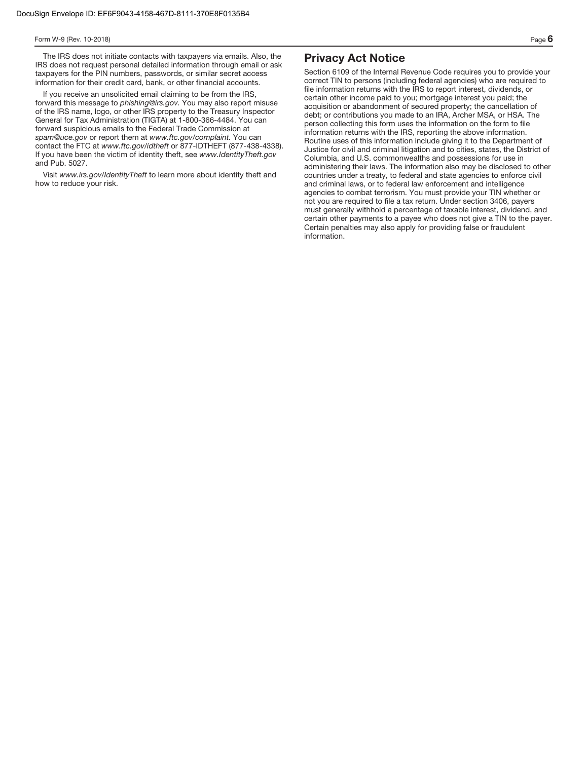The IRS does not initiate contacts with taxpayers via emails. Also, the IRS does not request personal detailed information through email or ask taxpayers for the PIN numbers, passwords, or similar secret access information for their credit card, bank, or other financial accounts.

If you receive an unsolicited email claiming to be from the IRS, forward this message to *phishing@irs.gov*. You may also report misuse of the IRS name, logo, or other IRS property to the Treasury Inspector General for Tax Administration (TIGTA) at 1-800-366-4484. You can forward suspicious emails to the Federal Trade Commission at *spam@uce.gov* or report them at *www.ftc.gov/complaint.* You can contact the FTC at *www.ftc.gov/idtheft* or 877-IDTHEFT (877-438-4338). If you have been the victim of identity theft, see *www.IdentityTheft.gov* and Pub. 5027.

Visit *www.irs.gov/IdentityTheft* to learn more about identity theft and how to reduce your risk.

## Privacy Act Notice

Section 6109 of the Internal Revenue Code requires you to provide your correct TIN to persons (including federal agencies) who are required to file information returns with the IRS to report interest, dividends, or certain other income paid to you; mortgage interest you paid; the acquisition or abandonment of secured property; the cancellation of debt; or contributions you made to an IRA, Archer MSA, or HSA. The person collecting this form uses the information on the form to file information returns with the IRS, reporting the above information. Routine uses of this information include giving it to the Department of Justice for civil and criminal litigation and to cities, states, the District of Columbia, and U.S. commonwealths and possessions for use in administering their laws. The information also may be disclosed to other countries under a treaty, to federal and state agencies to enforce civil and criminal laws, or to federal law enforcement and intelligence agencies to combat terrorism. You must provide your TIN whether or not you are required to file a tax return. Under section 3406, payers must generally withhold a percentage of taxable interest, dividend, and certain other payments to a payee who does not give a TIN to the payer. Certain penalties may also apply for providing false or fraudulent information.